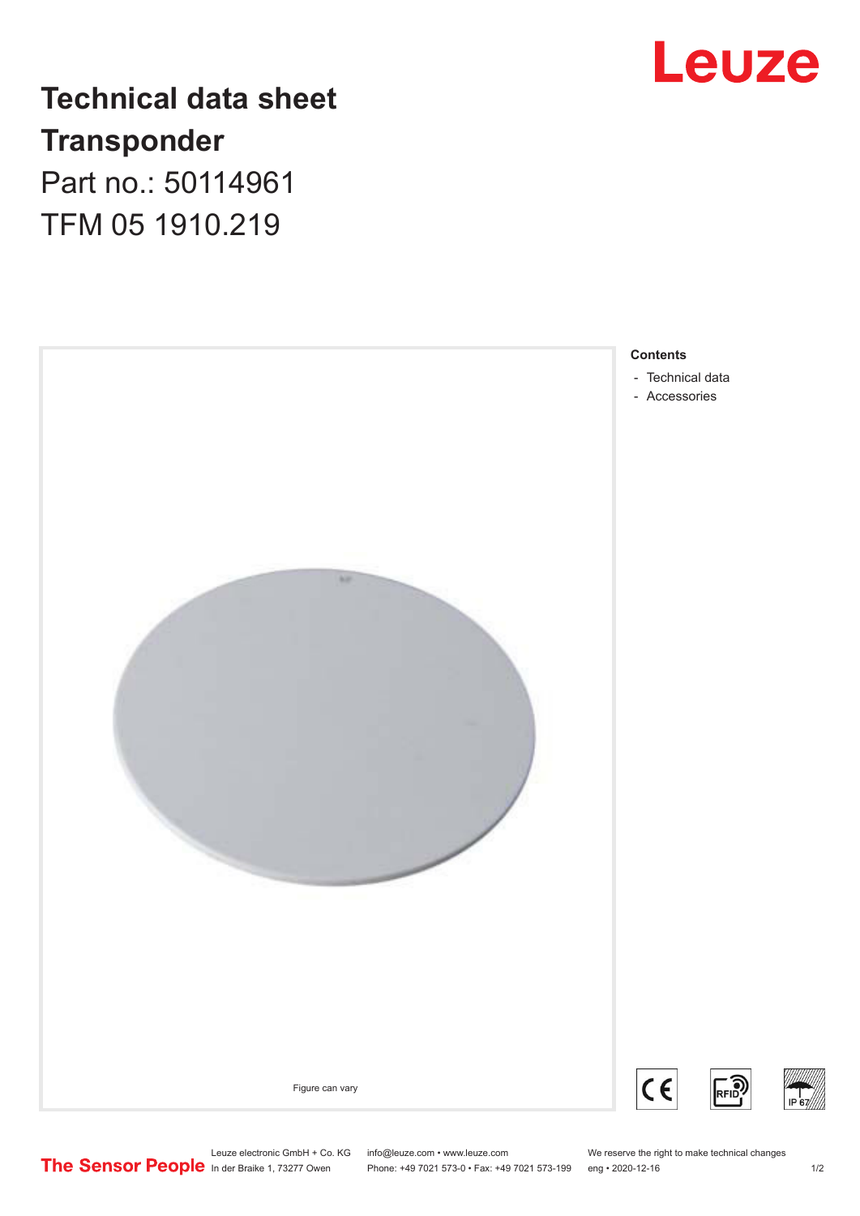# Technical data sheet

## Transponder

Part no.: 50114961

TFM 05 1910.219

Figure can vary

**Contents**

- Technical data
- Accessories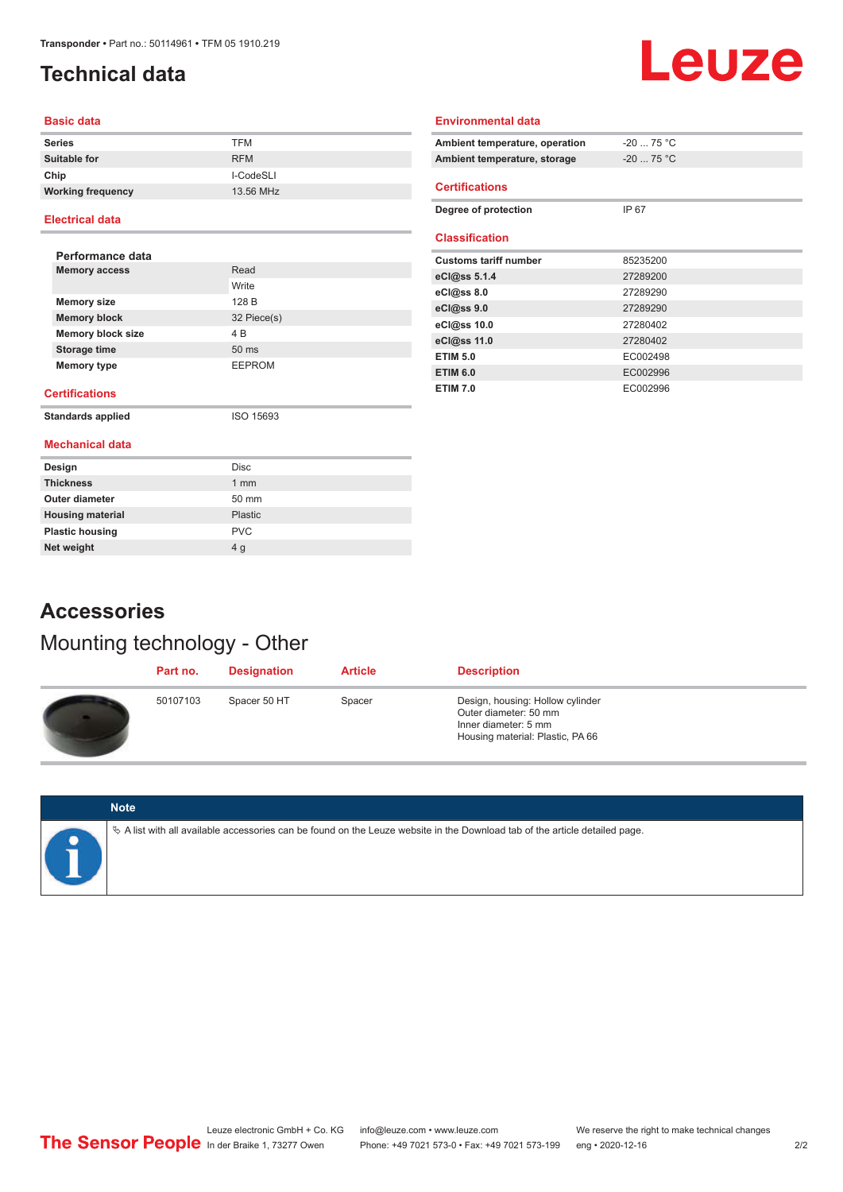# Technical data

## Basic data

| | |
|---|---|
| Series | TFM |
| Suitable for | RFM |
| Chip | I-CodeSLI |
| Working frequency | 13.56 MHz |

## Electrical data

### Performance data

| | |
|---|---|
| Memory access | Read |
| | Write |
| Memory size | 128 B |
| Memory block | 32 Piece(s) |
| Memory block size | 4 B |
| Storage time | 50 ms |
| Memory type | EEPROM |

## Certifications

| | |
|---|---|
| Standards applied | ISO 15693 |

## Mechanical data

| | |
|---|---|
| Design | Disc |
| Thickness | 1 mm |
| Outer diameter | 50 mm |
| Housing material | Plastic |
| Plastic housing | PVC |
| Net weight | 4 g |

## Environmental data

| | |
|---|---|
| Ambient temperature, operation | -20 ... 75 °C |
| Ambient temperature, storage | -20 ... 75 °C |

## Certifications

| | |
|---|---|
| Degree of protection | IP 67 |

## Classification

| | |
|---|---|
| Customs tariff number | 85235200 |
| eCl@ss 5.1.4 | 27289200 |
| eCl@ss 8.0 | 27289290 |
| eCl@ss 9.0 | 27289290 |
| eCl@ss 10.0 | 27280402 |
| eCl@ss 11.0 | 27280402 |
| ETIM 5.0 | EC002498 |
| ETIM 6.0 | EC002996 |
| ETIM 7.0 | EC002996 |

# Accessories

## Mounting technology - Other

| Part no. | Designation | Article | Description |
|---|---|---|---|
| 50107103 | Spacer 50 HT | Spacer | Design, housing: Hollow cylinder<br>Outer diameter: 50 mm<br>Inner diameter: 5 mm<br>Housing material: Plastic, PA 66 |

**Note**

A list with all available accessories can be found on the Leuze website in the Download tab of the article detailed page.